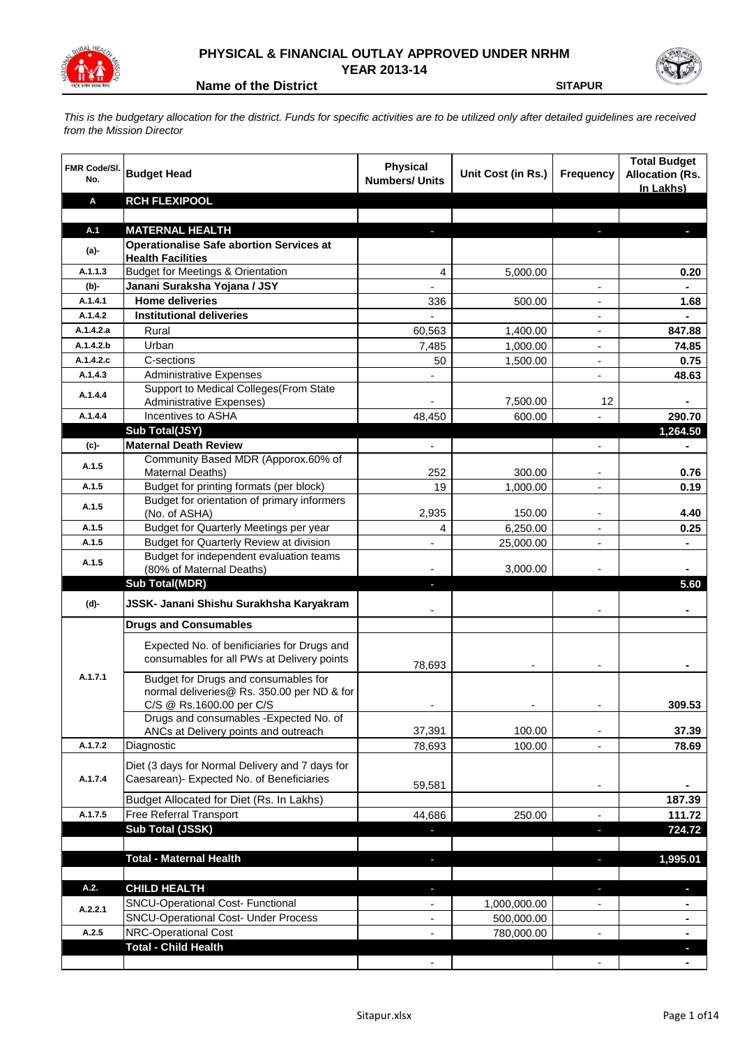# PHYSICAL & FINANCIAL OUTLAY APPROVED UNDER NRHM

## YEAR 2013-14

**Name of the District** **SITAPUR**

*This is the budgetary allocation for the district. Funds for specific activities are to be utilized only after detailed guidelines are received from the Mission Director*

| FMR Code/Sl. No. | Budget Head | Physical Numbers/ Units | Unit Cost (in Rs.) | Frequency | Total Budget Allocation (Rs. In Lakhs) |
|---|---|---|---|---|---|
| **A** | **RCH FLEXIPOOL** | | | | |
| | | | | | |
| **A.1** | **MATERNAL HEALTH** | - | | - | - |
| **(a)-** | **Operationalise Safe abortion Services at Health Facilities** | | | | |
| A.1.1.3 | Budget for Meetings & Orientation | 4 | 5,000.00 | | 0.20 |
| **(b)-** | **Janani Suraksha Yojana / JSY** | - | | - | - |
| A.1.4.1 | **Home deliveries** | 336 | 500.00 | - | 1.68 |
| A.1.4.2 | **Institutional deliveries** | - | | - | - |
| A.1.4.2.a | Rural | 60,563 | 1,400.00 | - | 847.88 |
| A.1.4.2.b | Urban | 7,485 | 1,000.00 | - | 74.85 |
| A.1.4.2.c | C-sections | 50 | 1,500.00 | - | 0.75 |
| A.1.4.3 | Administrative Expenses | - | | - | 48.63 |
| A.1.4.4 | Support to Medical Colleges(From State Administrative Expenses) | - | 7,500.00 | 12 | - |
| A.1.4.4 | Incentives to ASHA | 48,450 | 600.00 | - | 290.70 |
| | **Sub Total(JSY)** | | | | **1,264.50** |
| **(c)-** | **Maternal Death Review** | - | | - | - |
| A.1.5 | Community Based MDR (Apporox.60% of Maternal Deaths) | 252 | 300.00 | - | 0.76 |
| A.1.5 | Budget for printing formats (per block) | 19 | 1,000.00 | - | 0.19 |
| A.1.5 | Budget for orientation of primary informers (No. of ASHA) | 2,935 | 150.00 | - | 4.40 |
| A.1.5 | Budget for Quarterly Meetings per year | 4 | 6,250.00 | - | 0.25 |
| A.1.5 | Budget for Quarterly Review at division | - | 25,000.00 | - | - |
| A.1.5 | Budget for independent evaluation teams (80% of Maternal Deaths) | - | 3,000.00 | - | - |
| | **Sub Total(MDR)** | - | | | **5.60** |
| **(d)-** | **JSSK- Janani Shishu Surakhsha Karyakram** | - | | - | - |
| | **Drugs and Consumables** | | | | |
| A.1.7.1 | Expected No. of benificiaries for Drugs and consumables for all PWs at Delivery points | 78,693 | - | - | - |
| | Budget for Drugs and consumables for normal deliveries@ Rs. 350.00 per ND & for C/S @ Rs.1600.00 per C/S | - | - | - | 309.53 |
| | Drugs and consumables -Expected No. of ANCs at Delivery points and outreach | 37,391 | 100.00 | - | 37.39 |
| A.1.7.2 | Diagnostic | 78,693 | 100.00 | - | 78.69 |
| A.1.7.4 | Diet (3 days for Normal Delivery and 7 days for Caesarean)- Expected No. of Beneficiaries | 59,581 | | - | - |
| | Budget Allocated for Diet (Rs. In Lakhs) | | | | 187.39 |
| A.1.7.5 | Free Referral Transport | 44,686 | 250.00 | - | 111.72 |
| | **Sub Total (JSSK)** | - | | - | **724.72** |
| | | | | | |
| | **Total - Maternal Health** | - | | - | **1,995.01** |
| | | | | | |
| **A.2.** | **CHILD HEALTH** | - | | - | - |
| A.2.2.1 | SNCU-Operational Cost- Functional | - | 1,000,000.00 | - | - |
| | SNCU-Operational Cost- Under Process | - | 500,000.00 | | - |
| A.2.5 | NRC-Operational Cost | - | 780,000.00 | - | - |
| | **Total - Child Health** | | | | - |
| | | - | | - | - |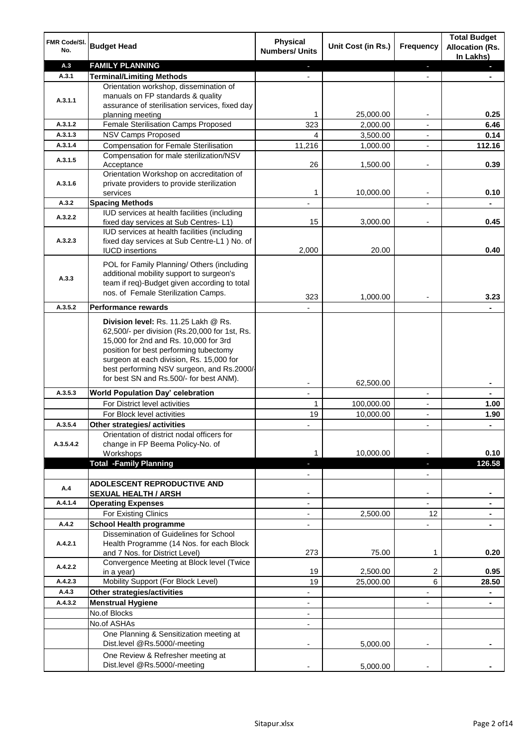| FMR Code/Sl. No. | Budget Head | Physical Numbers/ Units | Unit Cost (in Rs.) | Frequency | Total Budget Allocation (Rs. In Lakhs) |
|---|---|---|---|---|---|
| A.3 | **FAMILY PLANNING** | - | | - | - |
| A.3.1 | **Terminal/Limiting Methods** | - | | - | - |
| A.3.1.1 | Orientation workshop, dissemination of manuals on FP standards & quality assurance of sterilisation services, fixed day planning meeting | 1 | 25,000.00 | - | **0.25** |
| A.3.1.2 | Female Sterilisation Camps Proposed | 323 | 2,000.00 | - | **6.46** |
| A.3.1.3 | NSV Camps Proposed | 4 | 3,500.00 | - | **0.14** |
| A.3.1.4 | Compensation for Female Sterilisation | 11,216 | 1,000.00 | - | **112.16** |
| A.3.1.5 | Compensation for male sterilization/NSV Acceptance | 26 | 1,500.00 | - | **0.39** |
| A.3.1.6 | Orientation Workshop on accreditation of private providers to provide sterilization services | 1 | 10,000.00 | - | **0.10** |
| A.3.2 | **Spacing Methods** | - | | - | - |
| A.3.2.2 | IUD services at health facilities (including fixed day services at Sub Centres- L1) | 15 | 3,000.00 | - | **0.45** |
| A.3.2.3 | IUD services at health facilities (including fixed day services at Sub Centre-L1 ) No. of IUCD insertions | 2,000 | 20.00 | | **0.40** |
| A.3.3 | POL for Family Planning/ Others (including additional mobility support to surgeon's team if req)-Budget given according to total nos. of Female Sterilization Camps. | 323 | 1,000.00 | - | **3.23** |
| A.3.5.2 | **Performance rewards** | - | | | - |
| | **Division level:** Rs. 11.25 Lakh @ Rs. 62,500/- per division (Rs.20,000 for 1st, Rs. 15,000 for 2nd and Rs. 10,000 for 3rd position for best performing tubectomy surgeon at each division, Rs. 15,000 for best performing NSV surgeon, and Rs.2000/- for best SN and Rs.500/- for best ANM). | - | 62,500.00 | | - |
| A.3.5.3 | **World Population Day' celebration** | - | | - | - |
| | For District level activities | 1 | 100,000.00 | - | **1.00** |
| | For Block level activities | 19 | 10,000.00 | - | **1.90** |
| A.3.5.4 | **Other strategies/ activities** | - | | - | - |
| A.3.5.4.2 | Orientation of district nodal officers for change in FP Beema Policy-No. of Workshops | 1 | 10,000.00 | - | **0.10** |
| | **Total -Family Planning** | - | | - | **126.58** |
| | | - | | - | |
| A.4 | **ADOLESCENT REPRODUCTIVE AND SEXUAL HEALTH / ARSH** | - | | - | - |
| A.4.1.4 | **Operating Expenses** | - | | - | - |
| | For Existing Clinics | - | 2,500.00 | 12 | - |
| A.4.2 | **School Health programme** | - | | - | - |
| A.4.2.1 | Dissemination of Guidelines for School Health Programme (14 Nos. for each Block and 7 Nos. for District Level) | 273 | 75.00 | 1 | **0.20** |
| A.4.2.2 | Convergence Meeting at Block level (Twice in a year) | 19 | 2,500.00 | 2 | **0.95** |
| A.4.2.3 | Mobility Support (For Block Level) | 19 | 25,000.00 | 6 | **28.50** |
| A.4.3 | **Other strategies/activities** | - | | - | - |
| A.4.3.2 | **Menstrual Hygiene** | - | | - | - |
| | No.of Blocks | - | | | |
| | No.of ASHAs | - | | | |
| | One Planning & Sensitization meeting at Dist.level @Rs.5000/-meeting | - | 5,000.00 | - | - |
| | One Review & Refresher meeting at Dist.level @Rs.5000/-meeting | - | 5,000.00 | - | - |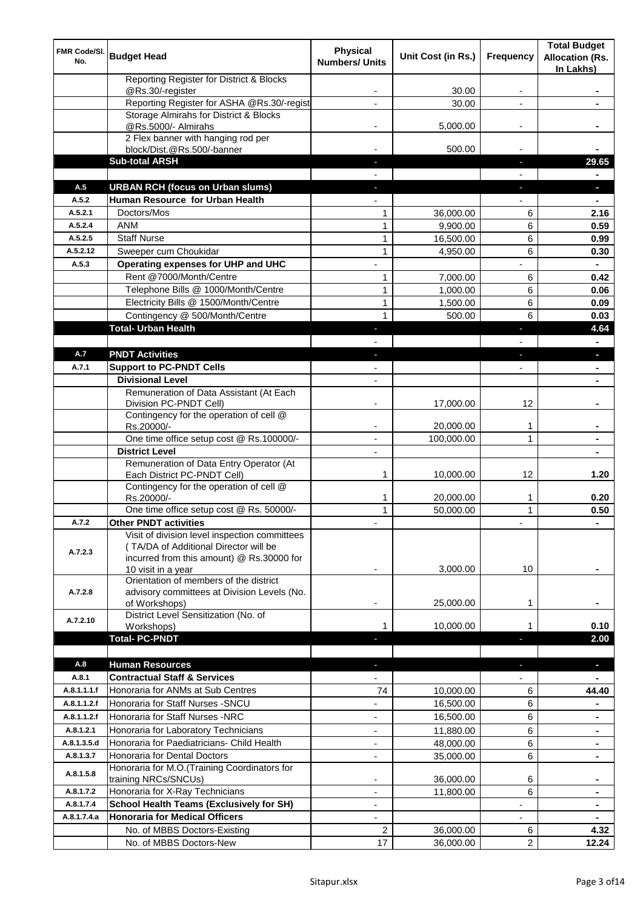| FMR Code/Sl. No. | Budget Head | Physical Numbers/ Units | Unit Cost (in Rs.) | Frequency | Total Budget Allocation (Rs. In Lakhs) |
|---|---|---|---|---|---|
| | Reporting Register for District & Blocks @Rs.30/-register | - | 30.00 | - | - |
| | Reporting Register for ASHA @Rs.30/-regist | - | 30.00 | - | - |
| | Storage Almirahs for District & Blocks @Rs.5000/- Almirahs | - | 5,000.00 | - | - |
| | 2 Flex banner with hanging rod per block/Dist.@Rs.500/-banner | - | 500.00 | - | - |
| | **Sub-total ARSH** | - | | - | **29.65** |
| | | - | | - | - |
| **A.5** | **URBAN RCH (focus on Urban slums)** | - | | - | - |
| **A.5.2** | **Human Resource for Urban Health** | - | | - | - |
| A.5.2.1 | Doctors/Mos | 1 | 36,000.00 | 6 | **2.16** |
| A.5.2.4 | ANM | 1 | 9,900.00 | 6 | **0.59** |
| A.5.2.5 | Staff Nurse | 1 | 16,500.00 | 6 | **0.99** |
| A.5.2.12 | Sweeper cum Choukidar | 1 | 4,950.00 | 6 | **0.30** |
| **A.5.3** | **Operating expenses for UHP and UHC** | - | | - | - |
| | Rent @7000/Month/Centre | 1 | 7,000.00 | 6 | **0.42** |
| | Telephone Bills @ 1000/Month/Centre | 1 | 1,000.00 | 6 | **0.06** |
| | Electricity Bills @ 1500/Month/Centre | 1 | 1,500.00 | 6 | **0.09** |
| | Contingency @ 500/Month/Centre | 1 | 500.00 | 6 | **0.03** |
| | **Total- Urban Health** | - | | - | **4.64** |
| | | - | | - | - |
| **A.7** | **PNDT Activities** | - | | - | - |
| **A.7.1** | **Support to PC-PNDT Cells** | - | | - | - |
| | **Divisional Level** | - | | | - |
| | Remuneration of Data Assistant (At Each Division PC-PNDT Cell) | - | 17,000.00 | 12 | - |
| | Contingency for the operation of cell @ Rs.20000/- | - | 20,000.00 | 1 | - |
| | One time office setup cost @ Rs.100000/- | - | 100,000.00 | 1 | - |
| | **District Level** | - | | | - |
| | Remuneration of Data Entry Operator (At Each District PC-PNDT Cell) | 1 | 10,000.00 | 12 | **1.20** |
| | Contingency for the operation of cell @ Rs.20000/- | 1 | 20,000.00 | 1 | **0.20** |
| | One time office setup cost @ Rs. 50000/- | 1 | 50,000.00 | 1 | **0.50** |
| **A.7.2** | **Other PNDT activities** | - | | - | - |
| A.7.2.3 | Visit of division level inspection committees ( TA/DA of Additional Director will be incurred from this amount) @ Rs.30000 for 10 visit in a year | - | 3,000.00 | 10 | - |
| A.7.2.8 | Orientation of members of the district advisory committees at Division Levels (No. of Workshops) | - | 25,000.00 | 1 | - |
| A.7.2.10 | District Level Sensitization (No. of Workshops) | 1 | 10,000.00 | 1 | **0.10** |
| | **Total- PC-PNDT** | - | | - | **2.00** |
| | | | | | |
| **A.8** | **Human Resources** | - | | - | - |
| **A.8.1** | **Contractual Staff & Services** | - | | - | - |
| A.8.1.1.1.f | Honoraria for ANMs at Sub Centres | 74 | 10,000.00 | 6 | **44.40** |
| A.8.1.1.2.f | Honoraria for Staff Nurses -SNCU | - | 16,500.00 | 6 | - |
| A.8.1.1.2.f | Honoraria for Staff Nurses -NRC | - | 16,500.00 | 6 | - |
| A.8.1.2.1 | Honoraria for Laboratory Technicians | - | 11,880.00 | 6 | - |
| A.8.1.3.5.d | Honoraria for Paediatricians- Child Health | - | 48,000.00 | 6 | - |
| A.8.1.3.7 | Honoraria for Dental Doctors | - | 35,000.00 | 6 | - |
| A.8.1.5.8 | Honoraria for M.O.(Training Coordinators for training NRCs/SNCUs) | - | 36,000.00 | 6 | - |
| A.8.1.7.2 | Honoraria for X-Ray Technicians | - | 11,800.00 | 6 | - |
| A.8.1.7.4 | **School Health Teams (Exclusively for SH)** | - | | - | - |
| A.8.1.7.4.a | **Honoraria for Medical Officers** | - | | - | - |
| | No. of MBBS Doctors-Existing | 2 | 36,000.00 | 6 | **4.32** |
| | No. of MBBS Doctors-New | 17 | 36,000.00 | 2 | **12.24** |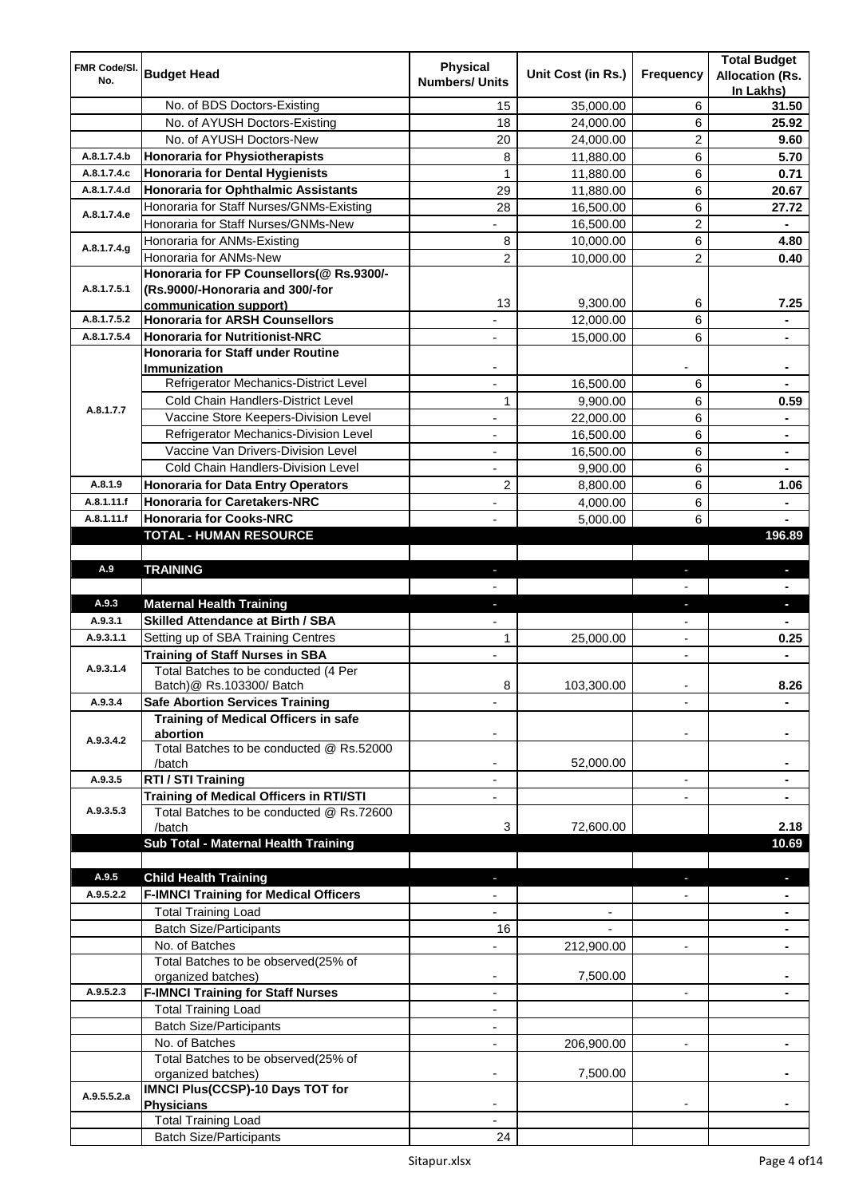| FMR Code/Sl. No. | Budget Head | Physical Numbers/ Units | Unit Cost (in Rs.) | Frequency | Total Budget Allocation (Rs. In Lakhs) |
|---|---|---|---|---|---|
| | No. of BDS Doctors-Existing | 15 | 35,000.00 | 6 | **31.50** |
| | No. of AYUSH Doctors-Existing | 18 | 24,000.00 | 6 | **25.92** |
| | No. of AYUSH Doctors-New | 20 | 24,000.00 | 2 | **9.60** |
| A.8.1.7.4.b | **Honoraria for Physiotherapists** | 8 | 11,880.00 | 6 | **5.70** |
| A.8.1.7.4.c | **Honoraria for Dental Hygienists** | 1 | 11,880.00 | 6 | **0.71** |
| A.8.1.7.4.d | **Honoraria for Ophthalmic Assistants** | 29 | 11,880.00 | 6 | **20.67** |
| A.8.1.7.4.e | Honoraria for Staff Nurses/GNMs-Existing | 28 | 16,500.00 | 6 | **27.72** |
| | Honoraria for Staff Nurses/GNMs-New | - | 16,500.00 | 2 | **-** |
| A.8.1.7.4.g | Honoraria for ANMs-Existing | 8 | 10,000.00 | 6 | **4.80** |
| | Honoraria for ANMs-New | 2 | 10,000.00 | 2 | **0.40** |
| A.8.1.7.5.1 | **Honoraria for FP Counsellors(@ Rs.9300/- (Rs.9000/-Honoraria and 300/-for communication support)** | 13 | 9,300.00 | 6 | **7.25** |
| A.8.1.7.5.2 | **Honoraria for ARSH Counsellors** | - | 12,000.00 | 6 | **-** |
| A.8.1.7.5.4 | **Honoraria for Nutritionist-NRC** | - | 15,000.00 | 6 | **-** |
| A.8.1.7.7 | **Honoraria for Staff under Routine Immunization** | - | | - | **-** |
| | Refrigerator Mechanics-District Level | - | 16,500.00 | 6 | **-** |
| | Cold Chain Handlers-District Level | 1 | 9,900.00 | 6 | **0.59** |
| | Vaccine Store Keepers-Division Level | - | 22,000.00 | 6 | **-** |
| | Refrigerator Mechanics-Division Level | - | 16,500.00 | 6 | **-** |
| | Vaccine Van Drivers-Division Level | - | 16,500.00 | 6 | **-** |
| | Cold Chain Handlers-Division Level | - | 9,900.00 | 6 | **-** |
| A.8.1.9 | **Honoraria for Data Entry Operators** | 2 | 8,800.00 | 6 | **1.06** |
| A.8.1.11.f | **Honoraria for Caretakers-NRC** | - | 4,000.00 | 6 | **-** |
| A.8.1.11.f | **Honoraria for Cooks-NRC** | - | 5,000.00 | 6 | **-** |
| | **TOTAL - HUMAN RESOURCE** | | | | **196.89** |
| | | | | | |
| A.9 | **TRAINING** | - | | - | **-** |
| | | - | | - | **-** |
| A.9.3 | **Maternal Health Training** | - | | - | **-** |
| A.9.3.1 | **Skilled Attendance at Birth / SBA** | - | | - | **-** |
| A.9.3.1.1 | Setting up of SBA Training Centres | 1 | 25,000.00 | - | **0.25** |
| A.9.3.1.4 | **Training of Staff Nurses in SBA** | - | | - | **-** |
| | Total Batches to be conducted (4 Per Batch)@ Rs.103300/ Batch | 8 | 103,300.00 | - | **8.26** |
| A.9.3.4 | **Safe Abortion Services Training** | - | | - | **-** |
| A.9.3.4.2 | **Training of Medical Officers in safe abortion** | - | | - | **-** |
| | Total Batches to be conducted @ Rs.52000 /batch | - | 52,000.00 | | **-** |
| A.9.3.5 | **RTI / STI Training** | - | | - | **-** |
| A.9.3.5.3 | **Training of Medical Officers in RTI/STI** | - | | - | **-** |
| | Total Batches to be conducted @ Rs.72600 /batch | 3 | 72,600.00 | | **2.18** |
| | **Sub Total - Maternal Health Training** | | | | **10.69** |
| | | | | | |
| A.9.5 | **Child Health Training** | - | | - | **-** |
| A.9.5.2.2 | **F-IMNCI Training for Medical Officers** | - | | - | **-** |
| | Total Training Load | - | - | | **-** |
| | Batch Size/Participants | 16 | - | | **-** |
| | No. of Batches | - | 212,900.00 | - | **-** |
| | Total Batches to be observed(25% of organized batches) | - | 7,500.00 | | **-** |
| A.9.5.2.3 | **F-IMNCI Training for Staff Nurses** | - | | - | **-** |
| | Total Training Load | - | | | |
| | Batch Size/Participants | - | | | |
| | No. of Batches | - | 206,900.00 | - | **-** |
| | Total Batches to be observed(25% of organized batches) | - | 7,500.00 | | **-** |
| A.9.5.5.2.a | **IMNCI Plus(CCSP)-10 Days TOT for Physicians** | - | | - | **-** |
| | Total Training Load | - | | | |
| | Batch Size/Participants | 24 | | | |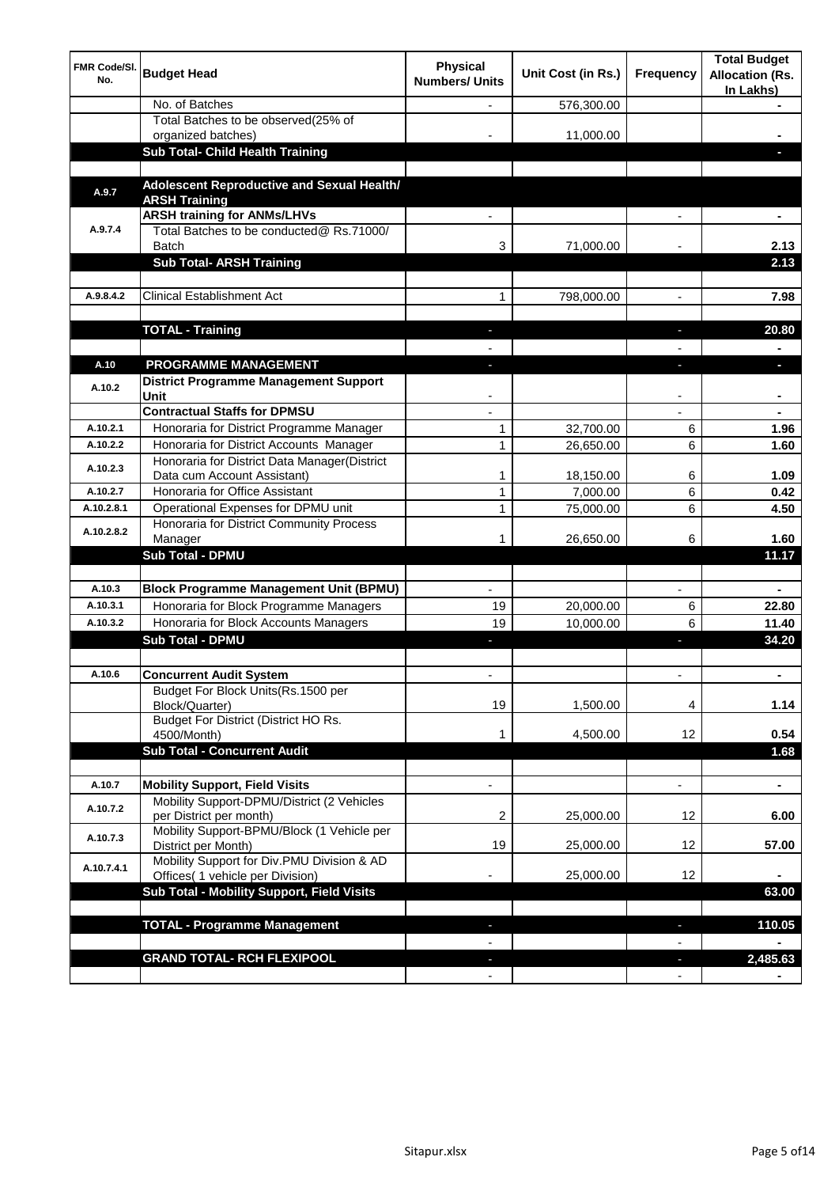| FMR Code/Sl. No. | Budget Head | Physical Numbers/ Units | Unit Cost (in Rs.) | Frequency | Total Budget Allocation (Rs. In Lakhs) |
|---|---|---|---|---|---|
| | No. of Batches | - | 576,300.00 | | - |
| | Total Batches to be observed(25% of organized batches) | - | 11,000.00 | | - |
| | **Sub Total- Child Health Training** | | | | - |
| | | | | | |
| A.9.7 | **Adolescent Reproductive and Sexual Health/ ARSH Training** | | | | |
| | **ARSH training for ANMs/LHVs** | - | | - | - |
| A.9.7.4 | Total Batches to be conducted@ Rs.71000/ Batch | 3 | 71,000.00 | - | 2.13 |
| | **Sub Total- ARSH Training** | | | | **2.13** |
| | | | | | |
| A.9.8.4.2 | Clinical Establishment Act | 1 | 798,000.00 | - | 7.98 |
| | | | | | |
| | **TOTAL - Training** | - | | - | **20.80** |
| | | - | | - | - |
| A.10 | **PROGRAMME MANAGEMENT** | - | | - | - |
| A.10.2 | **District Programme Management Support Unit** | - | | - | - |
| | **Contractual Staffs for DPMSU** | - | | - | - |
| A.10.2.1 | Honoraria for District Programme Manager | 1 | 32,700.00 | 6 | 1.96 |
| A.10.2.2 | Honoraria for District Accounts Manager | 1 | 26,650.00 | 6 | 1.60 |
| A.10.2.3 | Honoraria for District Data Manager(District Data cum Account Assistant) | 1 | 18,150.00 | 6 | 1.09 |
| A.10.2.7 | Honoraria for Office Assistant | 1 | 7,000.00 | 6 | 0.42 |
| A.10.2.8.1 | Operational Expenses for DPMU unit | 1 | 75,000.00 | 6 | 4.50 |
| A.10.2.8.2 | Honoraria for District Community Process Manager | 1 | 26,650.00 | 6 | 1.60 |
| | **Sub Total - DPMU** | | | | **11.17** |
| | | | | | |
| A.10.3 | **Block Programme Management Unit (BPMU)** | - | | - | - |
| A.10.3.1 | Honoraria for Block Programme Managers | 19 | 20,000.00 | 6 | 22.80 |
| A.10.3.2 | Honoraria for Block Accounts Managers | 19 | 10,000.00 | 6 | 11.40 |
| | **Sub Total - DPMU** | - | | - | **34.20** |
| | | | | | |
| A.10.6 | **Concurrent Audit System** | - | | - | - |
| | Budget For Block Units(Rs.1500 per Block/Quarter) | 19 | 1,500.00 | 4 | 1.14 |
| | Budget For District (District HO Rs. 4500/Month) | 1 | 4,500.00 | 12 | 0.54 |
| | **Sub Total - Concurrent Audit** | | | | **1.68** |
| | | | | | |
| A.10.7 | **Mobility Support, Field Visits** | - | | - | - |
| A.10.7.2 | Mobility Support-DPMU/District (2 Vehicles per District per month) | 2 | 25,000.00 | 12 | 6.00 |
| A.10.7.3 | Mobility Support-BPMU/Block (1 Vehicle per District per Month) | 19 | 25,000.00 | 12 | 57.00 |
| A.10.7.4.1 | Mobility Support for Div.PMU Division & AD Offices( 1 vehicle per Division) | - | 25,000.00 | 12 | - |
| | **Sub Total - Mobility Support, Field Visits** | | | | **63.00** |
| | | | | | |
| | **TOTAL - Programme Management** | - | | - | **110.05** |
| | | - | | - | - |
| | **GRAND TOTAL- RCH FLEXIPOOL** | - | | - | **2,485.63** |
| | | - | | - | - |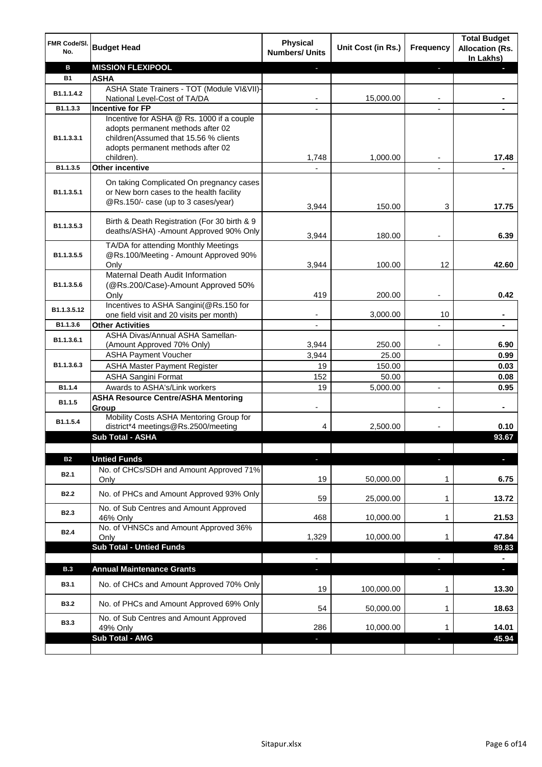| FMR Code/Sl. No. | Budget Head | Physical Numbers/ Units | Unit Cost (in Rs.) | Frequency | Total Budget Allocation (Rs. In Lakhs) |
|---|---|---|---|---|---|
| **B** | **MISSION FLEXIPOOL** | - | | - | - |
| **B1** | **ASHA** | | | | |
| B1.1.1.4.2 | ASHA State Trainers - TOT (Module VI&VII)-National Level-Cost of TA/DA | - | 15,000.00 | - | - |
| B1.1.3.3 | **Incentive for FP** | - | | - | - |
| B1.1.3.3.1 | Incentive for ASHA @ Rs. 1000 if a couple adopts permanent methods after 02 children(Assumed that 15.56 % clients adopts permanent methods after 02 children). | 1,748 | 1,000.00 | - | 17.48 |
| B1.1.3.5 | **Other incentive** | - | | - | - |
| B1.1.3.5.1 | On taking Complicated On pregnancy cases or New born cases to the health facility @Rs.150/- case (up to 3 cases/year) | 3,944 | 150.00 | 3 | 17.75 |
| B1.1.3.5.3 | Birth & Death Registration (For 30 birth & 9 deaths/ASHA) -Amount Approved 90% Only | 3,944 | 180.00 | - | 6.39 |
| B1.1.3.5.5 | TA/DA for attending Monthly Meetings @Rs.100/Meeting - Amount Approved 90% Only | 3,944 | 100.00 | 12 | 42.60 |
| B1.1.3.5.6 | Maternal Death Audit Information (@Rs.200/Case)-Amount Approved 50% Only | 419 | 200.00 | - | 0.42 |
| B1.1.3.5.12 | Incentives to ASHA Sangini(@Rs.150 for one field visit and 20 visits per month) | - | 3,000.00 | 10 | - |
| B1.1.3.6 | **Other Activities** | - | | - | - |
| B1.1.3.6.1 | ASHA Divas/Annual ASHA Samellan-(Amount Approved 70% Only) | 3,944 | 250.00 | - | 6.90 |
| B1.1.3.6.3 | ASHA Payment Voucher | 3,944 | 25.00 | | 0.99 |
| | ASHA Master Payment Register | 19 | 150.00 | | 0.03 |
| | ASHA Sangini Format | 152 | 50.00 | | 0.08 |
| B1.1.4 | Awards to ASHA's/Link workers | 19 | 5,000.00 | - | 0.95 |
| B1.1.5 | **ASHA Resource Centre/ASHA Mentoring Group** | - | | - | - |
| B1.1.5.4 | Mobility Costs ASHA Mentoring Group for district*4 meetings@Rs.2500/meeting | 4 | 2,500.00 | - | 0.10 |
| | **Sub Total - ASHA** | | | | **93.67** |
| | | | | | |
| **B2** | **Untied Funds** | - | | - | - |
| B2.1 | No. of CHCs/SDH and Amount Approved 71% Only | 19 | 50,000.00 | 1 | 6.75 |
| B2.2 | No. of PHCs and Amount Approved 93% Only | 59 | 25,000.00 | 1 | 13.72 |
| B2.3 | No. of Sub Centres and Amount Approved 46% Only | 468 | 10,000.00 | 1 | 21.53 |
| B2.4 | No. of VHNSCs and Amount Approved 36% Only | 1,329 | 10,000.00 | 1 | 47.84 |
| | **Sub Total - Untied Funds** | | | | **89.83** |
| | | - | | - | - |
| **B.3** | **Annual Maintenance Grants** | - | | - | - |
| B3.1 | No. of CHCs and Amount Approved 70% Only | 19 | 100,000.00 | 1 | 13.30 |
| B3.2 | No. of PHCs and Amount Approved 69% Only | 54 | 50,000.00 | 1 | 18.63 |
| B3.3 | No. of Sub Centres and Amount Approved 49% Only | 286 | 10,000.00 | 1 | 14.01 |
| | **Sub Total - AMG** | - | | - | **45.94** |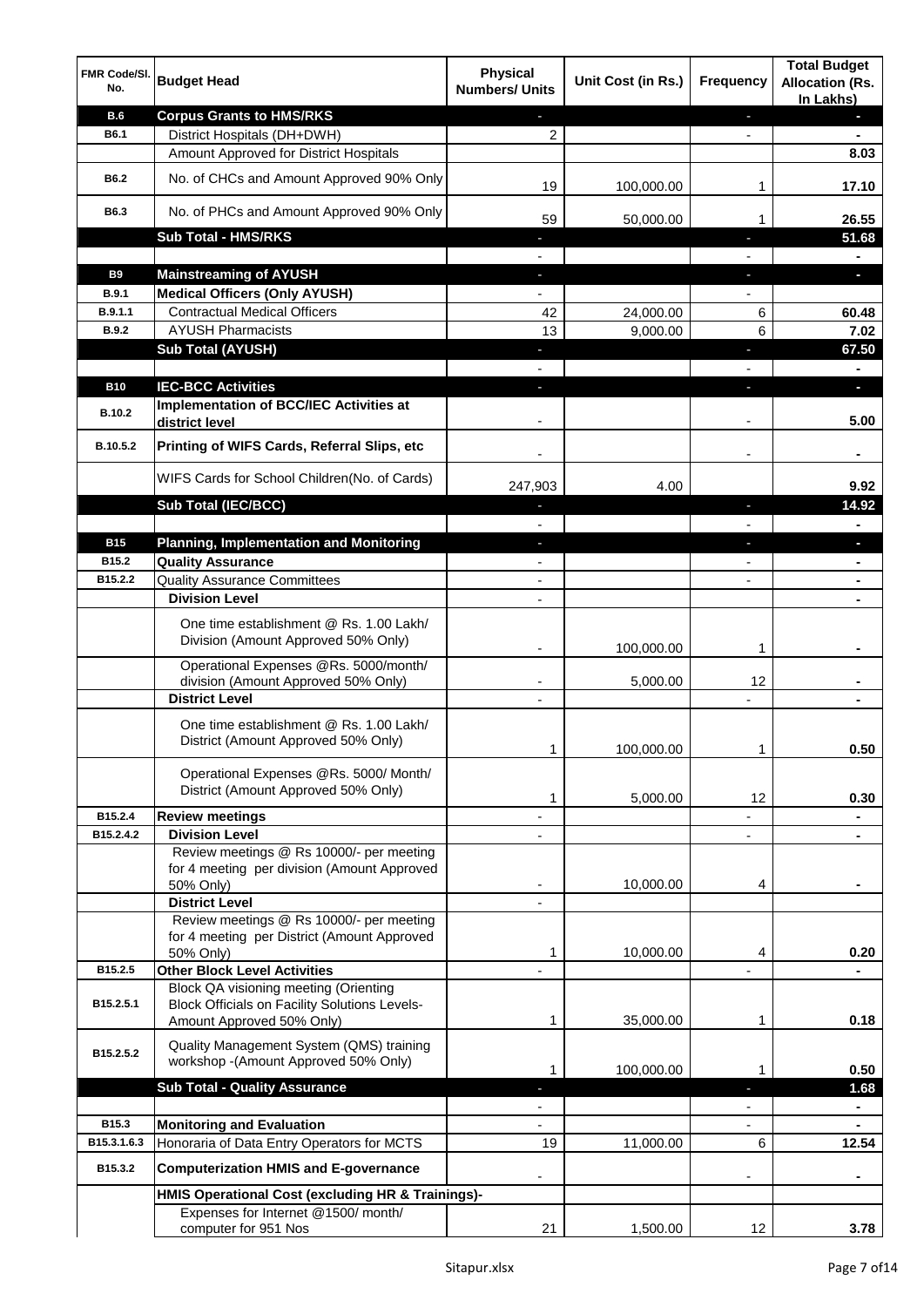| FMR Code/Sl. No. | Budget Head | Physical Numbers/ Units | Unit Cost (in Rs.) | Frequency | Total Budget Allocation (Rs. In Lakhs) |
|---|---|---|---|---|---|
| **B.6** | **Corpus Grants to HMS/RKS** | - | | - | - |
| B6.1 | District Hospitals (DH+DWH) | 2 | | - | - |
| | Amount Approved for District Hospitals | | | | **8.03** |
| B6.2 | No. of CHCs and Amount Approved 90% Only | 19 | 100,000.00 | 1 | **17.10** |
| B6.3 | No. of PHCs and Amount Approved 90% Only | 59 | 50,000.00 | 1 | **26.55** |
| | **Sub Total - HMS/RKS** | - | | - | **51.68** |
| | | - | | - | - |
| **B9** | **Mainstreaming of AYUSH** | - | | - | - |
| B.9.1 | **Medical Officers (Only AYUSH)** | - | | - | |
| B.9.1.1 | Contractual Medical Officers | 42 | 24,000.00 | 6 | **60.48** |
| B.9.2 | AYUSH Pharmacists | 13 | 9,000.00 | 6 | **7.02** |
| | **Sub Total (AYUSH)** | - | | - | **67.50** |
| | | - | | - | - |
| **B10** | **IEC-BCC Activities** | - | | - | - |
| B.10.2 | **Implementation of BCC/IEC Activities at district level** | - | | - | **5.00** |
| B.10.5.2 | **Printing of WIFS Cards, Referral Slips, etc** | - | | - | - |
| | WIFS Cards for School Children(No. of Cards) | 247,903 | 4.00 | | **9.92** |
| | **Sub Total (IEC/BCC)** | - | | - | **14.92** |
| | | - | | - | - |
| **B15** | **Planning, Implementation and Monitoring** | - | | - | - |
| B15.2 | **Quality Assurance** | - | | - | - |
| B15.2.2 | Quality Assurance Committees | - | | - | - |
| | **Division Level** | - | | | - |
| | One time establishment @ Rs. 1.00 Lakh/ Division (Amount Approved 50% Only) | - | 100,000.00 | 1 | - |
| | Operational Expenses @Rs. 5000/month/ division (Amount Approved 50% Only) | - | 5,000.00 | 12 | - |
| | **District Level** | - | | - | - |
| | One time establishment @ Rs. 1.00 Lakh/ District (Amount Approved 50% Only) | 1 | 100,000.00 | 1 | **0.50** |
| | Operational Expenses @Rs. 5000/ Month/ District (Amount Approved 50% Only) | 1 | 5,000.00 | 12 | **0.30** |
| B15.2.4 | **Review meetings** | - | | - | - |
| B15.2.4.2 | **Division Level** | - | | - | - |
| | Review meetings @ Rs 10000/- per meeting for 4 meeting per division (Amount Approved 50% Only) | - | 10,000.00 | 4 | - |
| | **District Level** | - | | | |
| | Review meetings @ Rs 10000/- per meeting for 4 meeting per District (Amount Approved 50% Only) | 1 | 10,000.00 | 4 | **0.20** |
| B15.2.5 | **Other Block Level Activities** | - | | - | - |
| B15.2.5.1 | Block QA visioning meeting (Orienting Block Officials on Facility Solutions Levels-Amount Approved 50% Only) | 1 | 35,000.00 | 1 | **0.18** |
| B15.2.5.2 | Quality Management System (QMS) training workshop -(Amount Approved 50% Only) | 1 | 100,000.00 | 1 | **0.50** |
| | **Sub Total - Quality Assurance** | - | | - | **1.68** |
| | | - | | - | - |
| B15.3 | **Monitoring and Evaluation** | - | | - | - |
| B15.3.1.6.3 | Honoraria of Data Entry Operators for MCTS | 19 | 11,000.00 | 6 | **12.54** |
| B15.3.2 | **Computerization HMIS and E-governance** | - | | - | - |
| | **HMIS Operational Cost (excluding HR & Trainings)-** | | | | |
| | Expenses for Internet @1500/ month/ computer for 951 Nos | 21 | 1,500.00 | 12 | **3.78** |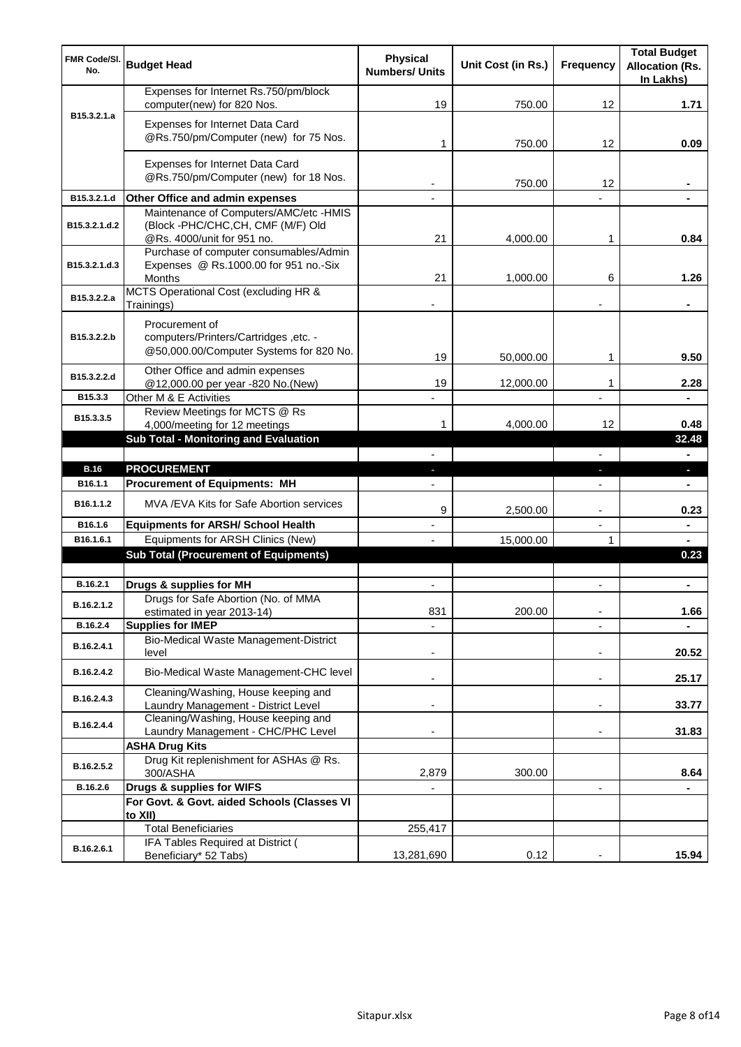| FMR Code/Sl. No. | Budget Head | Physical Numbers/ Units | Unit Cost (in Rs.) | Frequency | Total Budget Allocation (Rs. In Lakhs) |
|---|---|---|---|---|---|
| B15.3.2.1.a | Expenses for Internet Rs.750/pm/block computer(new) for 820 Nos. | 19 | 750.00 | 12 | 1.71 |
| | Expenses for Internet Data Card @Rs.750/pm/Computer (new) for 75 Nos. | 1 | 750.00 | 12 | 0.09 |
| | Expenses for Internet Data Card @Rs.750/pm/Computer (new) for 18 Nos. | - | 750.00 | 12 | - |
| B15.3.2.1.d | **Other Office and admin expenses** | - | | - | - |
| B15.3.2.1.d.2 | Maintenance of Computers/AMC/etc -HMIS (Block -PHC/CHC,CH, CMF (M/F) Old @Rs. 4000/unit for 951 no. | 21 | 4,000.00 | 1 | 0.84 |
| B15.3.2.1.d.3 | Purchase of computer consumables/Admin Expenses @ Rs.1000.00 for 951 no.-Six Months | 21 | 1,000.00 | 6 | 1.26 |
| B15.3.2.2.a | MCTS Operational Cost (excluding HR & Trainings) | - | | - | - |
| B15.3.2.2.b | Procurement of computers/Printers/Cartridges ,etc. - @50,000.00/Computer Systems for 820 No. | 19 | 50,000.00 | 1 | 9.50 |
| B15.3.2.2.d | Other Office and admin expenses @12,000.00 per year -820 No.(New) | 19 | 12,000.00 | 1 | 2.28 |
| B15.3.3 | Other M & E Activities | - | | - | - |
| B15.3.3.5 | Review Meetings for MCTS @ Rs 4,000/meeting for 12 meetings | 1 | 4,000.00 | 12 | 0.48 |
| | **Sub Total - Monitoring and Evaluation** | | | | **32.48** |
| | | - | | - | - |
| **B.16** | **PROCUREMENT** | - | | - | - |
| B16.1.1 | **Procurement of Equipments: MH** | - | | - | - |
| B16.1.1.2 | MVA /EVA Kits for Safe Abortion services | 9 | 2,500.00 | - | 0.23 |
| B16.1.6 | **Equipments for ARSH/ School Health** | - | | - | - |
| B16.1.6.1 | Equipments for ARSH Clinics (New) | - | 15,000.00 | 1 | - |
| | **Sub Total (Procurement of Equipments)** | | | | **0.23** |
| | | | | | |
| B.16.2.1 | **Drugs & supplies for MH** | - | | - | - |
| B.16.2.1.2 | Drugs for Safe Abortion (No. of MMA estimated in year 2013-14) | 831 | 200.00 | - | 1.66 |
| B.16.2.4 | **Supplies for IMEP** | - | | - | - |
| B.16.2.4.1 | Bio-Medical Waste Management-District level | - | | - | 20.52 |
| B.16.2.4.2 | Bio-Medical Waste Management-CHC level | - | | - | 25.17 |
| B.16.2.4.3 | Cleaning/Washing, House keeping and Laundry Management - District Level | - | | - | 33.77 |
| B.16.2.4.4 | Cleaning/Washing, House keeping and Laundry Management - CHC/PHC Level | - | | - | 31.83 |
| | **ASHA Drug Kits** | | | | |
| B.16.2.5.2 | Drug Kit replenishment for ASHAs @ Rs. 300/ASHA | 2,879 | 300.00 | | 8.64 |
| B.16.2.6 | **Drugs & supplies for WIFS** | - | | - | - |
| | **For Govt. & Govt. aided Schools (Classes VI to XII)** | | | | |
| | Total Beneficiaries | 255,417 | | | |
| B.16.2.6.1 | IFA Tables Required at District ( Beneficiary* 52 Tabs) | 13,281,690 | 0.12 | - | 15.94 |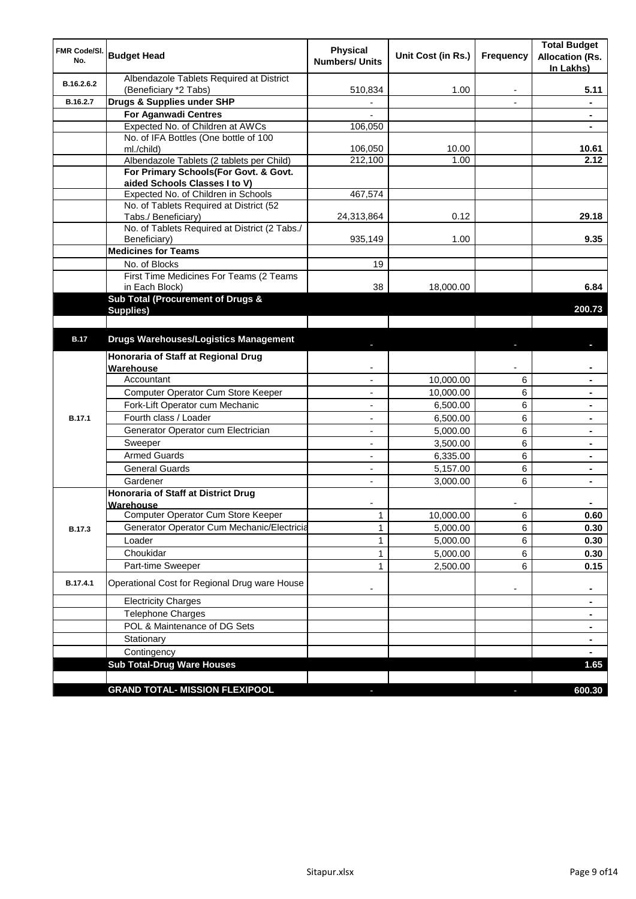| FMR Code/Sl. No. | Budget Head | Physical Numbers/ Units | Unit Cost (in Rs.) | Frequency | Total Budget Allocation (Rs. In Lakhs) |
|---|---|---|---|---|---|
| B.16.2.6.2 | Albendazole Tablets Required at District (Beneficiary *2 Tabs) | 510,834 | 1.00 | - | 5.11 |
| B.16.2.7 | **Drugs & Supplies under SHP** | - | | - | - |
| | **For Aganwadi Centres** | - | | | - |
| | Expected No. of Children at AWCs | 106,050 | | | - |
| | No. of IFA Bottles (One bottle of 100 ml./child) | 106,050 | 10.00 | | 10.61 |
| | Albendazole Tablets (2 tablets per Child) | 212,100 | 1.00 | | 2.12 |
| | **For Primary Schools(For Govt. & Govt. aided Schools Classes I to V)** | | | | |
| | Expected No. of Children in Schools | 467,574 | | | |
| | No. of Tablets Required at District (52 Tabs./ Beneficiary) | 24,313,864 | 0.12 | | 29.18 |
| | No. of Tablets Required at District (2 Tabs./ Beneficiary) | 935,149 | 1.00 | | 9.35 |
| | **Medicines for Teams** | | | | |
| | No. of Blocks | 19 | | | |
| | First Time Medicines For Teams (2 Teams in Each Block) | 38 | 18,000.00 | | 6.84 |
| | **Sub Total (Procurement of Drugs & Supplies)** | | | | **200.73** |
| | | | | | |
| **B.17** | **Drugs Warehouses/Logistics Management** | - | | - | - |
| B.17.1 | **Honoraria of Staff at Regional Drug Warehouse** | - | | - | - |
| | Accountant | - | 10,000.00 | 6 | - |
| | Computer Operator Cum Store Keeper | - | 10,000.00 | 6 | - |
| | Fork-Lift Operator cum Mechanic | - | 6,500.00 | 6 | - |
| | Fourth class / Loader | - | 6,500.00 | 6 | - |
| | Generator Operator cum Electrician | - | 5,000.00 | 6 | - |
| | Sweeper | - | 3,500.00 | 6 | - |
| | Armed Guards | - | 6,335.00 | 6 | - |
| | General Guards | - | 5,157.00 | 6 | - |
| | Gardener | - | 3,000.00 | 6 | - |
| B.17.3 | **Honoraria of Staff at District Drug Warehouse** | - | | - | - |
| | Computer Operator Cum Store Keeper | 1 | 10,000.00 | 6 | 0.60 |
| | Generator Operator Cum Mechanic/Electricia | 1 | 5,000.00 | 6 | 0.30 |
| | Loader | 1 | 5,000.00 | 6 | 0.30 |
| | Choukidar | 1 | 5,000.00 | 6 | 0.30 |
| | Part-time Sweeper | 1 | 2,500.00 | 6 | 0.15 |
| B.17.4.1 | Operational Cost for Regional Drug ware House | - | | - | - |
| | Electricity Charges | | | | - |
| | Telephone Charges | | | | - |
| | POL & Maintenance of DG Sets | | | | - |
| | Stationary | | | | - |
| | Contingency | | | | - |
| | **Sub Total-Drug Ware Houses** | | | | **1.65** |
| | | | | | |
| | **GRAND TOTAL- MISSION FLEXIPOOL** | - | | - | **600.30** |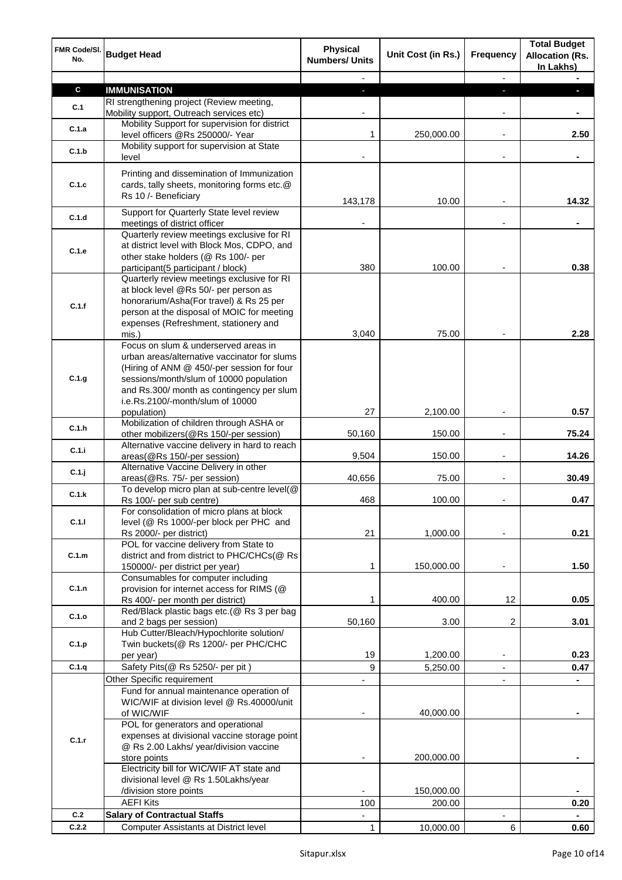| FMR Code/Sl. No. | Budget Head | Physical Numbers/ Units | Unit Cost (in Rs.) | Frequency | Total Budget Allocation (Rs. In Lakhs) |
|---|---|---|---|---|---|
| | | - | | - | - |
| **C** | **IMMUNISATION** | - | | - | - |
| C.1 | RI strengthening project (Review meeting, Mobility support, Outreach services etc) | - | | - | - |
| C.1.a | Mobility Support for supervision for district level officers @Rs 250000/- Year | 1 | 250,000.00 | - | 2.50 |
| C.1.b | Mobility support for supervision at State level | - | | - | - |
| C.1.c | Printing and dissemination of Immunization cards, tally sheets, monitoring forms etc.@ Rs 10 /- Beneficiary | 143,178 | 10.00 | - | 14.32 |
| C.1.d | Support for Quarterly State level review meetings of district officer | - | | - | - |
| C.1.e | Quarterly review meetings exclusive for RI at district level with Block Mos, CDPO, and other stake holders (@ Rs 100/- per participant(5 participant / block) | 380 | 100.00 | - | 0.38 |
| C.1.f | Quarterly review meetings exclusive for RI at block level @Rs 50/- per person as honorarium/Asha(For travel) & Rs 25 per person at the disposal of MOIC for meeting expenses (Refreshment, stationery and mis.) | 3,040 | 75.00 | - | 2.28 |
| C.1.g | Focus on slum & underserved areas in urban areas/alternative vaccinator for slums (Hiring of ANM @ 450/-per session for four sessions/month/slum of 10000 population and Rs.300/ month as contingency per slum i.e.Rs.2100/-month/slum of 10000 population) | 27 | 2,100.00 | - | 0.57 |
| C.1.h | Mobilization of children through ASHA or other mobilizers(@Rs 150/-per session) | 50,160 | 150.00 | - | 75.24 |
| C.1.i | Alternative vaccine delivery in hard to reach areas(@Rs 150/-per session) | 9,504 | 150.00 | - | 14.26 |
| C.1.j | Alternative Vaccine Delivery in other areas(@Rs. 75/- per session) | 40,656 | 75.00 | - | 30.49 |
| C.1.k | To develop micro plan at sub-centre level(@ Rs 100/- per sub centre) | 468 | 100.00 | - | 0.47 |
| C.1.l | For consolidation of micro plans at block level (@ Rs 1000/-per block per PHC and Rs 2000/- per district) | 21 | 1,000.00 | - | 0.21 |
| C.1.m | POL for vaccine delivery from State to district and from district to PHC/CHCs(@ Rs 150000/- per district per year) | 1 | 150,000.00 | - | 1.50 |
| C.1.n | Consumables for computer including provision for internet access for RIMS (@ Rs 400/- per month per district) | 1 | 400.00 | 12 | 0.05 |
| C.1.o | Red/Black plastic bags etc.(@ Rs 3 per bag and 2 bags per session) | 50,160 | 3.00 | 2 | 3.01 |
| C.1.p | Hub Cutter/Bleach/Hypochlorite solution/ Twin buckets(@ Rs 1200/- per PHC/CHC per year) | 19 | 1,200.00 | - | 0.23 |
| C.1.q | Safety Pits(@ Rs 5250/- per pit ) | 9 | 5,250.00 | - | 0.47 |
| C.1.r | Other Specific requirement | - | | - | - |
| | Fund for annual maintenance operation of WIC/WIF at division level @ Rs.40000/unit of WIC/WIF | - | 40,000.00 | | - |
| | POL for generators and operational expenses at divisional vaccine storage point @ Rs 2.00 Lakhs/ year/division vaccine store points | - | 200,000.00 | | - |
| | Electricity bill for WIC/WIF AT state and divisional level @ Rs 1.50Lakhs/year /division store points | - | 150,000.00 | | - |
| | AEFI Kits | 100 | 200.00 | | 0.20 |
| C.2 | **Salary of Contractual Staffs** | - | | - | - |
| C.2.2 | Computer Assistants at District level | 1 | 10,000.00 | 6 | 0.60 |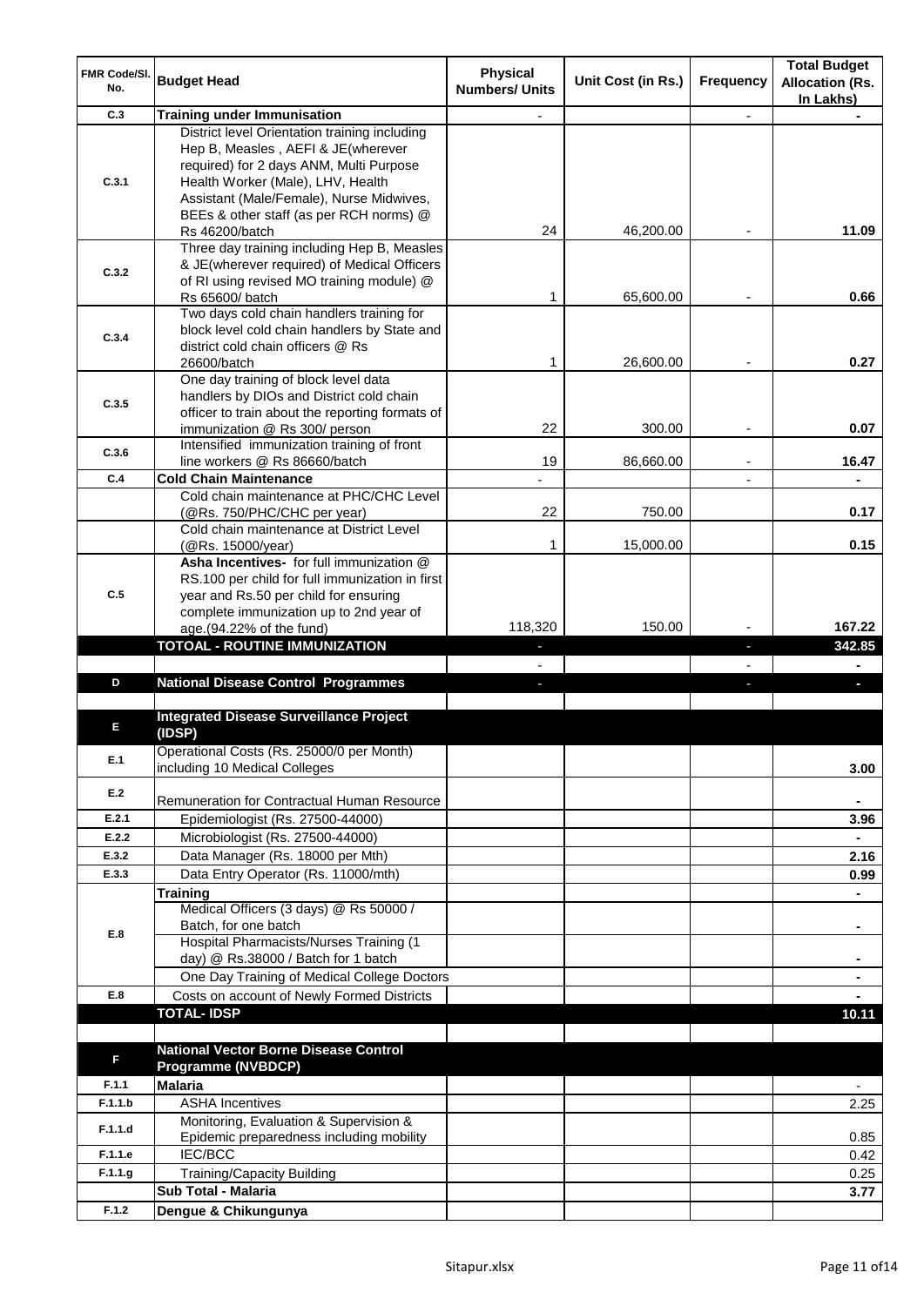| FMR Code/Sl. No. | Budget Head | Physical Numbers/ Units | Unit Cost (in Rs.) | Frequency | Total Budget Allocation (Rs. In Lakhs) |
|---|---|---|---|---|---|
| C.3 | **Training under Immunisation** | - | | - | - |
| C.3.1 | District level Orientation training including Hep B, Measles , AEFI & JE(wherever required) for 2 days ANM, Multi Purpose Health Worker (Male), LHV, Health Assistant (Male/Female), Nurse Midwives, BEEs & other staff (as per RCH norms) @ Rs 46200/batch | 24 | 46,200.00 | - | **11.09** |
| C.3.2 | Three day training including Hep B, Measles & JE(wherever required) of Medical Officers of RI using revised MO training module) @ Rs 65600/ batch | 1 | 65,600.00 | - | **0.66** |
| C.3.4 | Two days cold chain handlers training for block level cold chain handlers by State and district cold chain officers @ Rs 26600/batch | 1 | 26,600.00 | - | **0.27** |
| C.3.5 | One day training of block level data handlers by DIOs and District cold chain officer to train about the reporting formats of immunization @ Rs 300/ person | 22 | 300.00 | - | **0.07** |
| C.3.6 | Intensified immunization training of front line workers @ Rs 86660/batch | 19 | 86,660.00 | - | **16.47** |
| C.4 | **Cold Chain Maintenance** | - | | - | - |
| | Cold chain maintenance at PHC/CHC Level (@Rs. 750/PHC/CHC per year) | 22 | 750.00 | | **0.17** |
| | Cold chain maintenance at District Level (@Rs. 15000/year) | 1 | 15,000.00 | | **0.15** |
| C.5 | **Asha Incentives-** for full immunization @ RS.100 per child for full immunization in first year and Rs.50 per child for ensuring complete immunization up to 2nd year of age.(94.22% of the fund) | 118,320 | 150.00 | - | **167.22** |
| | **TOTOAL - ROUTINE IMMUNIZATION** | - | | - | **342.85** |
| | | - | | - | - |
| D | **National Disease Control Programmes** | - | | - | - |
| | | | | | |
| E | **Integrated Disease Surveillance Project (IDSP)** | | | | |
| E.1 | Operational Costs (Rs. 25000/0 per Month) including 10 Medical Colleges | | | | **3.00** |
| E.2 | Remuneration for Contractual Human Resource | | | | - |
| E.2.1 | Epidemiologist (Rs. 27500-44000) | | | | **3.96** |
| E.2.2 | Microbiologist (Rs. 27500-44000) | | | | - |
| E.3.2 | Data Manager (Rs. 18000 per Mth) | | | | **2.16** |
| E.3.3 | Data Entry Operator (Rs. 11000/mth) | | | | **0.99** |
| E.8 | **Training** | | | | - |
| | Medical Officers (3 days) @ Rs 50000 / Batch, for one batch | | | | - |
| | Hospital Pharmacists/Nurses Training (1 day) @ Rs.38000 / Batch for 1 batch | | | | - |
| | One Day Training of Medical College Doctors | | | | - |
| E.8 | Costs on account of Newly Formed Districts | | | | - |
| | **TOTAL- IDSP** | | | | **10.11** |
| | | | | | |
| F | **National Vector Borne Disease Control Programme (NVBDCP)** | | | | |
| F.1.1 | **Malaria** | | | | - |
| F.1.1.b | ASHA Incentives | | | | 2.25 |
| F.1.1.d | Monitoring, Evaluation & Supervision & Epidemic preparedness including mobility | | | | 0.85 |
| F.1.1.e | IEC/BCC | | | | 0.42 |
| F.1.1.g | Training/Capacity Building | | | | 0.25 |
| | **Sub Total - Malaria** | | | | **3.77** |
| F.1.2 | **Dengue & Chikungunya** | | | | |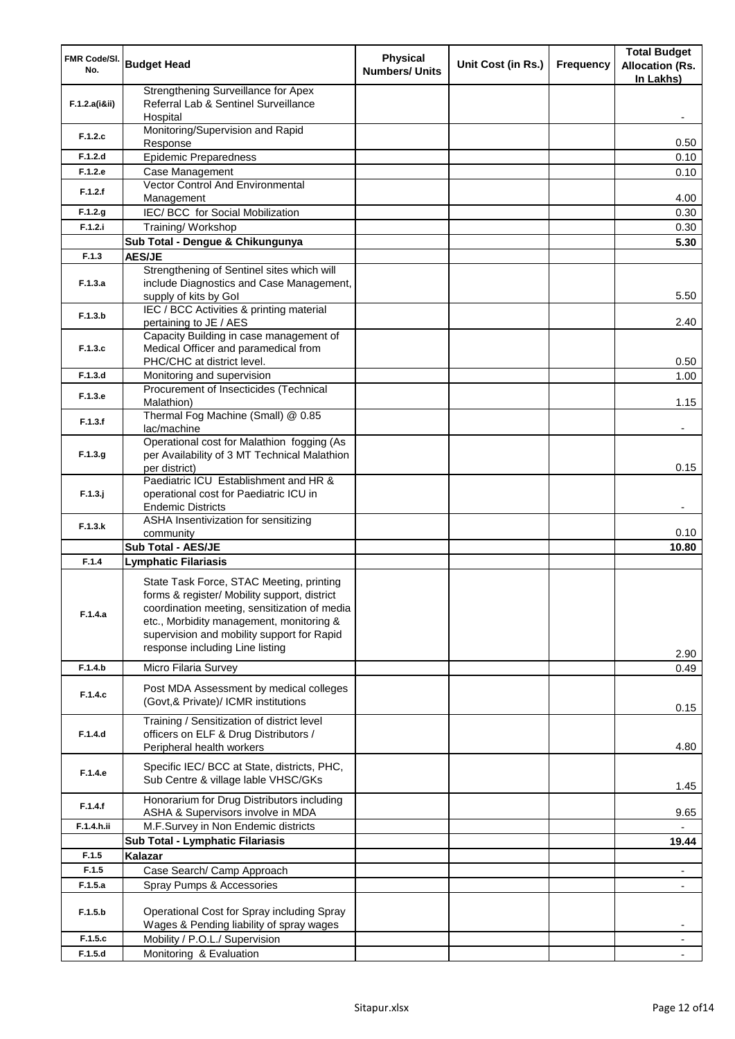| FMR Code/Sl. No. | Budget Head | Physical Numbers/ Units | Unit Cost (in Rs.) | Frequency | Total Budget Allocation (Rs. In Lakhs) |
|---|---|---|---|---|---|
| F.1.2.a(i&ii) | Strengthening Surveillance for Apex Referral Lab & Sentinel Surveillance Hospital | | | | - |
| F.1.2.c | Monitoring/Supervision and Rapid Response | | | | 0.50 |
| F.1.2.d | Epidemic Preparedness | | | | 0.10 |
| F.1.2.e | Case Management | | | | 0.10 |
| F.1.2.f | Vector Control And Environmental Management | | | | 4.00 |
| F.1.2.g | IEC/ BCC for Social Mobilization | | | | 0.30 |
| F.1.2.i | Training/ Workshop | | | | 0.30 |
| | **Sub Total - Dengue & Chikungunya** | | | | **5.30** |
| F.1.3 | **AES/JE** | | | | |
| F.1.3.a | Strengthening of Sentinel sites which will include Diagnostics and Case Management, supply of kits by GoI | | | | 5.50 |
| F.1.3.b | IEC / BCC Activities & printing material pertaining to JE / AES | | | | 2.40 |
| F.1.3.c | Capacity Building in case management of Medical Officer and paramedical from PHC/CHC at district level. | | | | 0.50 |
| F.1.3.d | Monitoring and supervision | | | | 1.00 |
| F.1.3.e | Procurement of Insecticides (Technical Malathion) | | | | 1.15 |
| F.1.3.f | Thermal Fog Machine (Small) @ 0.85 lac/machine | | | | - |
| F.1.3.g | Operational cost for Malathion fogging (As per Availability of 3 MT Technical Malathion per district) | | | | 0.15 |
| F.1.3.j | Paediatric ICU Establishment and HR & operational cost for Paediatric ICU in Endemic Districts | | | | - |
| F.1.3.k | ASHA Insentivization for sensitizing community | | | | 0.10 |
| | **Sub Total - AES/JE** | | | | **10.80** |
| F.1.4 | **Lymphatic Filariasis** | | | | |
| F.1.4.a | State Task Force, STAC Meeting, printing forms & register/ Mobility support, district coordination meeting, sensitization of media etc., Morbidity management, monitoring & supervision and mobility support for Rapid response including Line listing | | | | 2.90 |
| F.1.4.b | Micro Filaria Survey | | | | 0.49 |
| F.1.4.c | Post MDA Assessment by medical colleges (Govt,& Private)/ ICMR institutions | | | | 0.15 |
| F.1.4.d | Training / Sensitization of district level officers on ELF & Drug Distributors / Peripheral health workers | | | | 4.80 |
| F.1.4.e | Specific IEC/ BCC at State, districts, PHC, Sub Centre & village lable VHSC/GKs | | | | 1.45 |
| F.1.4.f | Honorarium for Drug Distributors including ASHA & Supervisors involve in MDA | | | | 9.65 |
| F.1.4.h.ii | M.F.Survey in Non Endemic districts | | | | - |
| | **Sub Total - Lymphatic Filariasis** | | | | **19.44** |
| F.1.5 | **Kalazar** | | | | |
| F.1.5 | Case Search/ Camp Approach | | | | - |
| F.1.5.a | Spray Pumps & Accessories | | | | - |
| F.1.5.b | Operational Cost for Spray including Spray Wages & Pending liability of spray wages | | | | - |
| F.1.5.c | Mobility / P.O.L./ Supervision | | | | - |
| F.1.5.d | Monitoring & Evaluation | | | | - |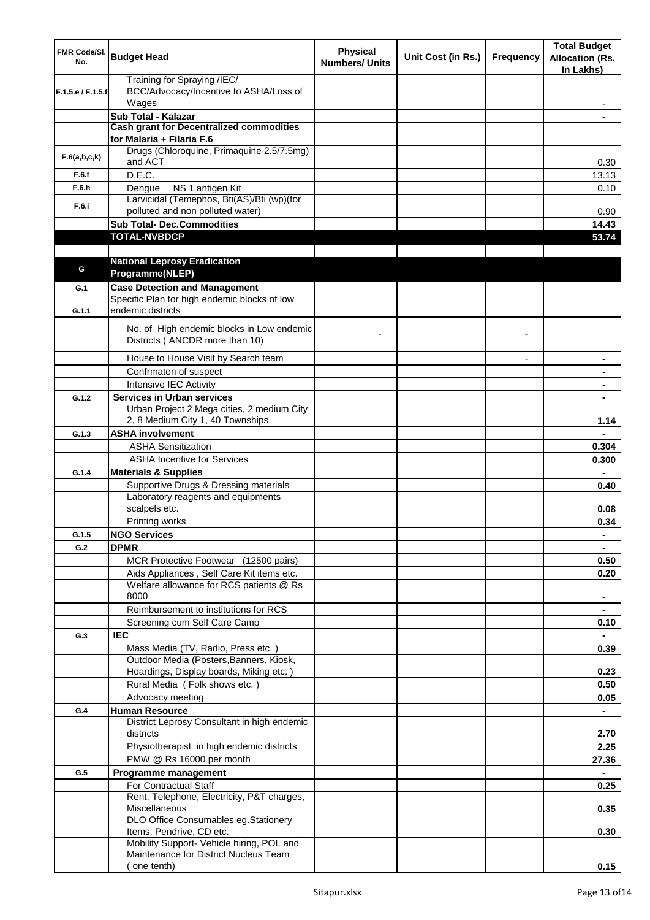| FMR Code/Sl. No. | Budget Head | Physical Numbers/ Units | Unit Cost (in Rs.) | Frequency | Total Budget Allocation (Rs. In Lakhs) |
|---|---|---|---|---|---|
| F.1.5.e / F.1.5.f | Training for Spraying /IEC/ BCC/Advocacy/Incentive to ASHA/Loss of Wages | | | | - |
| | **Sub Total - Kalazar** | | | | **-** |
| | **Cash grant for Decentralized commodities for Malaria + Filaria F.6** | | | | |
| F.6(a,b,c,k) | Drugs (Chloroquine, Primaquine 2.5/7.5mg) and ACT | | | | 0.30 |
| F.6.f | D.E.C. | | | | 13.13 |
| F.6.h | Dengue NS 1 antigen Kit | | | | 0.10 |
| F.6.i | Larvicidal (Temephos, Bti(AS)/Bti (wp)(for polluted and non polluted water) | | | | 0.90 |
| | **Sub Total- Dec.Commodities** | | | | **14.43** |
| | **TOTAL-NVBDCP** | | | | **53.74** |
| | | | | | |
| G | **National Leprosy Eradication Programme(NLEP)** | | | | |
| G.1 | **Case Detection and Management** | | | | |
| G.1.1 | Specific Plan for high endemic blocks of low endemic districts | | | | |
| | No. of High endemic blocks in Low endemic Districts ( ANCDR more than 10) | - | | - | |
| | House to House Visit by Search team | | | - | - |
| | Confrmaton of suspect | | | | - |
| | Intensive IEC Activity | | | | - |
| G.1.2 | **Services in Urban services** | | | | - |
| | Urban Project 2 Mega cities, 2 medium City 2, 8 Medium City 1, 40 Townships | | | | **1.14** |
| G.1.3 | **ASHA involvement** | | | | - |
| | ASHA Sensitization | | | | **0.304** |
| | ASHA Incentive for Services | | | | **0.300** |
| G.1.4 | **Materials & Supplies** | | | | - |
| | Supportive Drugs & Dressing materials | | | | **0.40** |
| | Laboratory reagents and equipments scalpels etc. | | | | **0.08** |
| | Printing works | | | | **0.34** |
| G.1.5 | **NGO Services** | | | | - |
| G.2 | **DPMR** | | | | - |
| | MCR Protective Footwear (12500 pairs) | | | | **0.50** |
| | Aids Appliances , Self Care Kit items etc. | | | | **0.20** |
| | Welfare allowance for RCS patients @ Rs 8000 | | | | - |
| | Reimbursement to institutions for RCS | | | | - |
| | Screening cum Self Care Camp | | | | **0.10** |
| G.3 | **IEC** | | | | - |
| | Mass Media (TV, Radio, Press etc. ) | | | | **0.39** |
| | Outdoor Media (Posters,Banners, Kiosk, Hoardings, Display boards, Miking etc. ) | | | | **0.23** |
| | Rural Media ( Folk shows etc. ) | | | | **0.50** |
| | Advocacy meeting | | | | **0.05** |
| G.4 | **Human Resource** | | | | - |
| | District Leprosy Consultant in high endemic districts | | | | **2.70** |
| | Physiotherapist in high endemic districts | | | | **2.25** |
| | PMW @ Rs 16000 per month | | | | **27.36** |
| G.5 | **Programme management** | | | | - |
| | For Contractual Staff | | | | **0.25** |
| | Rent, Telephone, Electricity, P&T charges, Miscellaneous | | | | **0.35** |
| | DLO Office Consumables eg.Stationery Items, Pendrive, CD etc. | | | | **0.30** |
| | Mobility Support- Vehicle hiring, POL and Maintenance for District Nucleus Team ( one tenth) | | | | **0.15** |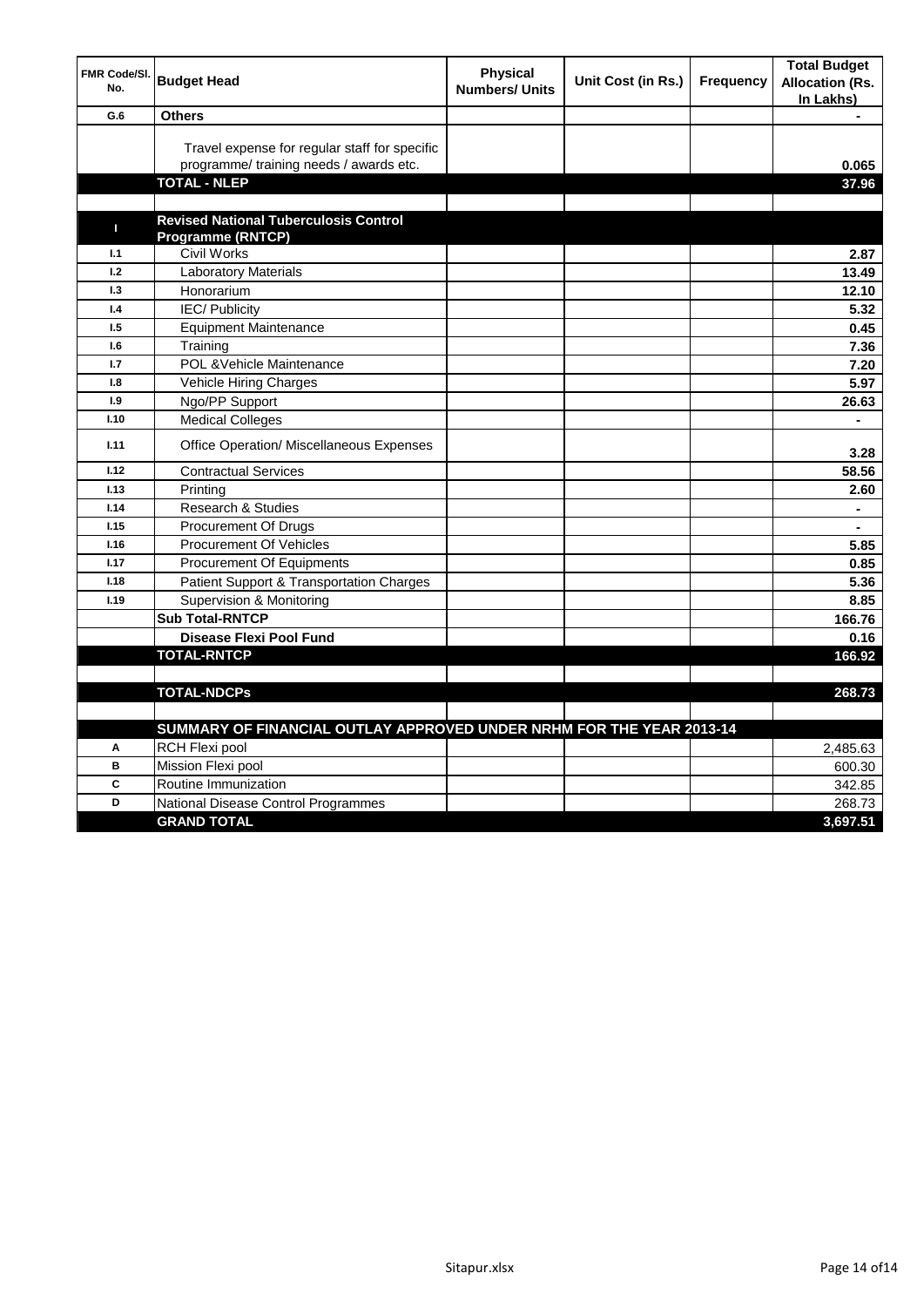| FMR Code/Sl. No. | Budget Head | Physical Numbers/ Units | Unit Cost (in Rs.) | Frequency | Total Budget Allocation (Rs. In Lakhs) |
|---|---|---|---|---|---|
| G.6 | **Others** | | | | - |
| | Travel expense for regular staff for specific programme/ training needs / awards etc. | | | | 0.065 |
| | **TOTAL - NLEP** | | | | **37.96** |
| | | | | | |
| I | **Revised National Tuberculosis Control Programme (RNTCP)** | | | | |
| I.1 | Civil Works | | | | 2.87 |
| I.2 | Laboratory Materials | | | | 13.49 |
| I.3 | Honorarium | | | | 12.10 |
| I.4 | IEC/ Publicity | | | | 5.32 |
| I.5 | Equipment Maintenance | | | | 0.45 |
| I.6 | Training | | | | 7.36 |
| I.7 | POL &Vehicle Maintenance | | | | 7.20 |
| I.8 | Vehicle Hiring Charges | | | | 5.97 |
| I.9 | Ngo/PP Support | | | | 26.63 |
| I.10 | Medical Colleges | | | | - |
| I.11 | Office Operation/ Miscellaneous Expenses | | | | 3.28 |
| I.12 | Contractual Services | | | | 58.56 |
| I.13 | Printing | | | | 2.60 |
| I.14 | Research & Studies | | | | - |
| I.15 | Procurement Of Drugs | | | | - |
| I.16 | Procurement Of Vehicles | | | | 5.85 |
| I.17 | Procurement Of Equipments | | | | 0.85 |
| I.18 | Patient Support & Transportation Charges | | | | 5.36 |
| I.19 | Supervision & Monitoring | | | | 8.85 |
| | **Sub Total-RNTCP** | | | | **166.76** |
| | **Disease Flexi Pool Fund** | | | | **0.16** |
| | **TOTAL-RNTCP** | | | | **166.92** |
| | | | | | |
| | **TOTAL-NDCPs** | | | | **268.73** |
| | | | | | |
| | **SUMMARY OF FINANCIAL OUTLAY APPROVED UNDER NRHM FOR THE YEAR 2013-14** | | | | |
| A | RCH Flexi pool | | | | 2,485.63 |
| B | Mission Flexi pool | | | | 600.30 |
| C | Routine Immunization | | | | 342.85 |
| D | National Disease Control Programmes | | | | 268.73 |
| | **GRAND TOTAL** | | | | **3,697.51** |